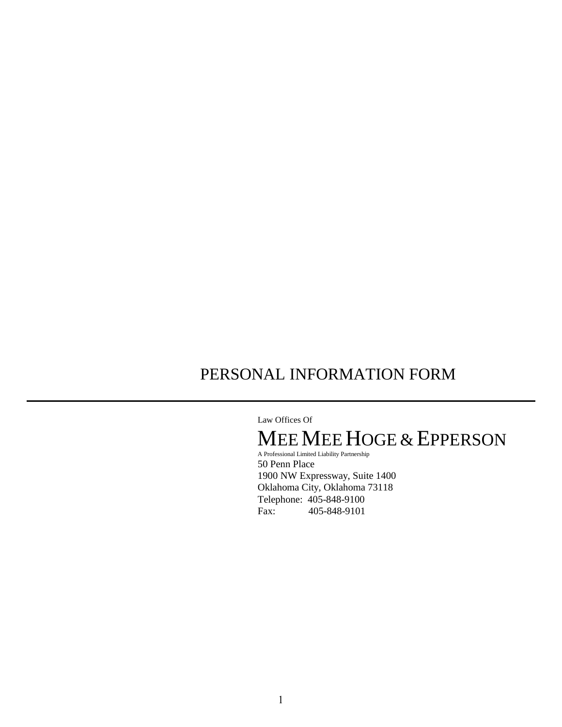# PERSONAL INFORMATION FORM

---

Law Offices Of

## MEE MEE HOGE & EPPERSON

A Professional Limited Liability Partnership

50 Penn Place
1900 NW Expressway, Suite 1400
Oklahoma City, Oklahoma 73118
Telephone: 405-848-9100
Fax: 405-848-9101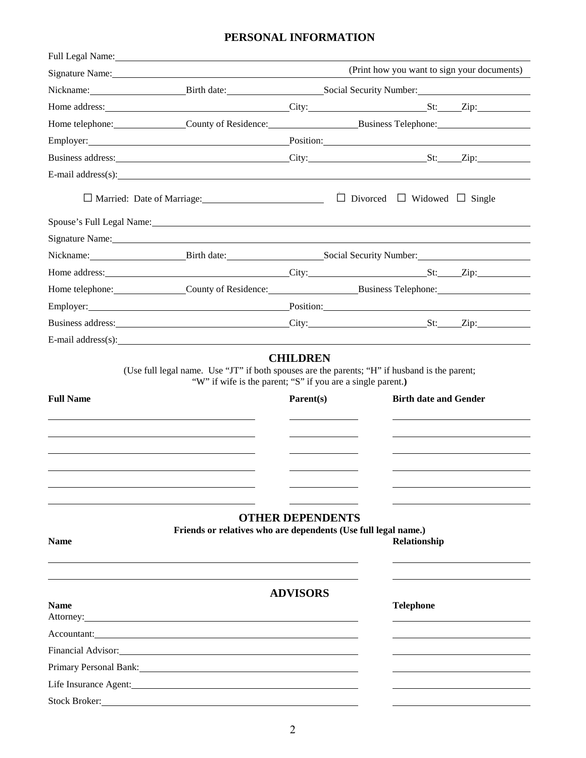# PERSONAL INFORMATION

Full Legal Name: \_\_\_\_\_\_\_\_\_\_\_\_\_\_\_\_\_\_\_\_\_\_\_\_\_\_\_\_\_\_\_\_\_\_\_\_\_\_\_\_\_\_\_\_\_\_\_\_

Signature Name: \_\_\_\_\_\_\_\_\_\_\_\_\_\_\_\_\_\_\_\_\_\_\_\_\_\_\_\_\_\_ (Print how you want to sign your documents)

Nickname: \_\_\_\_\_\_\_\_\_\_ Birth date: \_\_\_\_\_\_\_\_\_\_ Social Security Number: \_\_\_\_\_\_\_\_\_\_

Home address: \_\_\_\_\_\_\_\_\_\_\_\_\_\_\_\_\_\_\_\_ City: \_\_\_\_\_\_\_\_\_\_\_\_ St: \_\_\_ Zip: \_\_\_\_\_\_

Home telephone: \_\_\_\_\_\_\_\_ County of Residence: \_\_\_\_\_\_\_\_\_\_ Business Telephone: \_\_\_\_\_\_\_\_\_\_

Employer: \_\_\_\_\_\_\_\_\_\_\_\_\_\_\_\_\_\_\_\_ Position: \_\_\_\_\_\_\_\_\_\_\_\_\_\_\_\_\_\_\_\_

Business address: \_\_\_\_\_\_\_\_\_\_\_\_\_\_\_\_\_\_\_\_ City: \_\_\_\_\_\_\_\_\_\_\_\_ St: \_\_\_ Zip: \_\_\_\_\_\_

E-mail address(s): \_\_\_\_\_\_\_\_\_\_\_\_\_\_\_\_\_\_\_\_\_\_\_\_\_\_\_\_\_\_\_\_\_\_\_\_\_\_\_\_

☐ Married: Date of Marriage: \_\_\_\_\_\_\_\_\_\_\_\_\_\_ ☐ Divorced ☐ Widowed ☐ Single

Spouse's Full Legal Name: \_\_\_\_\_\_\_\_\_\_\_\_\_\_\_\_\_\_\_\_\_\_\_\_\_\_\_\_\_\_\_\_\_\_\_\_\_\_\_\_

Signature Name: \_\_\_\_\_\_\_\_\_\_\_\_\_\_\_\_\_\_\_\_\_\_\_\_\_\_\_\_\_\_\_\_\_\_\_\_\_\_\_\_

Nickname: \_\_\_\_\_\_\_\_\_\_ Birth date: \_\_\_\_\_\_\_\_\_\_ Social Security Number: \_\_\_\_\_\_\_\_\_\_

Home address: \_\_\_\_\_\_\_\_\_\_\_\_\_\_\_\_\_\_\_\_ City: \_\_\_\_\_\_\_\_\_\_\_\_ St: \_\_\_ Zip: \_\_\_\_\_\_

Home telephone: \_\_\_\_\_\_\_\_ County of Residence: \_\_\_\_\_\_\_\_\_\_ Business Telephone: \_\_\_\_\_\_\_\_\_\_

Employer: \_\_\_\_\_\_\_\_\_\_\_\_\_\_\_\_\_\_\_\_ Position: \_\_\_\_\_\_\_\_\_\_\_\_\_\_\_\_\_\_\_\_

Business address: \_\_\_\_\_\_\_\_\_\_\_\_\_\_\_\_\_\_\_\_ City: \_\_\_\_\_\_\_\_\_\_\_\_ St: \_\_\_ Zip: \_\_\_\_\_\_

E-mail address(s): \_\_\_\_\_\_\_\_\_\_\_\_\_\_\_\_\_\_\_\_\_\_\_\_\_\_\_\_\_\_\_\_\_\_\_\_\_\_\_\_

## CHILDREN

(Use full legal name. Use "JT" if both spouses are the parents; "H" if husband is the parent; "W" if wife is the parent; "S" if you are a single parent.)

| Full Name | Parent(s) | Birth date and Gender |
|---|---|---|
| | | |
| | | |
| | | |
| | | |
| | | |
| | | |

## OTHER DEPENDENTS

**Friends or relatives who are dependents (Use full legal name.)**

| Name | Relationship |
|---|---|
| | |
| | |

## ADVISORS

| Name | Telephone |
|---|---|
| Attorney: | |
| Accountant: | |
| Financial Advisor: | |
| Primary Personal Bank: | |
| Life Insurance Agent: | |
| Stock Broker: | |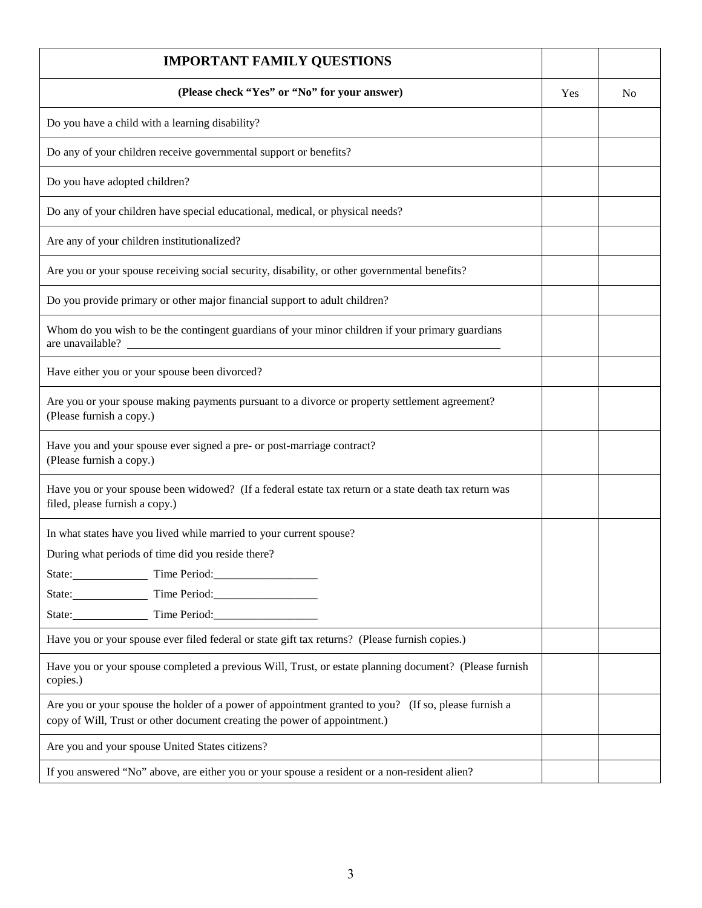| **IMPORTANT FAMILY QUESTIONS** | | |
|---|---|---|
| **(Please check "Yes" or "No" for your answer)** | Yes | No |
| Do you have a child with a learning disability? | | |
| Do any of your children receive governmental support or benefits? | | |
| Do you have adopted children? | | |
| Do any of your children have special educational, medical, or physical needs? | | |
| Are any of your children institutionalized? | | |
| Are you or your spouse receiving social security, disability, or other governmental benefits? | | |
| Do you provide primary or other major financial support to adult children? | | |
| Whom do you wish to be the contingent guardians of your minor children if your primary guardians are unavailable? ______________________________ | | |
| Have either you or your spouse been divorced? | | |
| Are you or your spouse making payments pursuant to a divorce or property settlement agreement? (Please furnish a copy.) | | |
| Have you and your spouse ever signed a pre- or post-marriage contract? (Please furnish a copy.) | | |
| Have you or your spouse been widowed? (If a federal estate tax return or a state death tax return was filed, please furnish a copy.) | | |
| In what states have you lived while married to your current spouse?<br>During what periods of time did you reside there?<br>State:____________ Time Period:__________________<br>State:____________ Time Period:__________________<br>State:____________ Time Period:__________________ | | |
| Have you or your spouse ever filed federal or state gift tax returns? (Please furnish copies.) | | |
| Have you or your spouse completed a previous Will, Trust, or estate planning document? (Please furnish copies.) | | |
| Are you or your spouse the holder of a power of appointment granted to you? (If so, please furnish a copy of Will, Trust or other document creating the power of appointment.) | | |
| Are you and your spouse United States citizens? | | |
| If you answered "No" above, are either you or your spouse a resident or a non-resident alien? | | |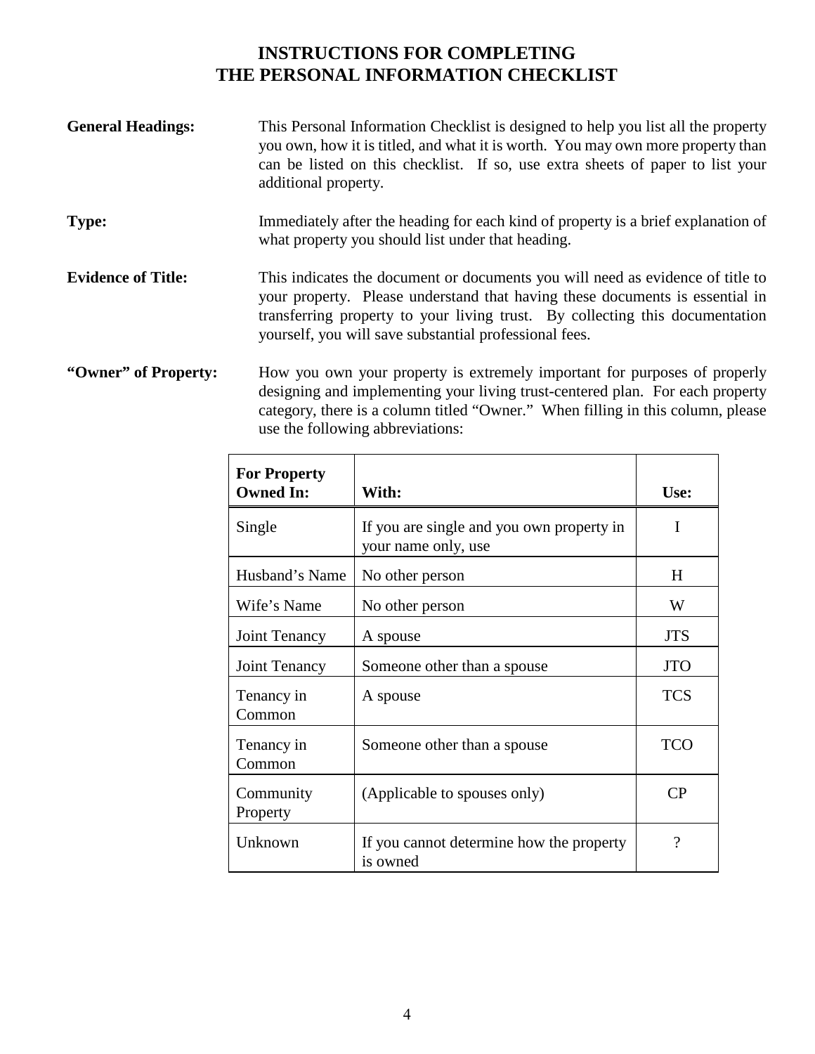# INSTRUCTIONS FOR COMPLETING THE PERSONAL INFORMATION CHECKLIST

**General Headings:** This Personal Information Checklist is designed to help you list all the property you own, how it is titled, and what it is worth. You may own more property than can be listed on this checklist. If so, use extra sheets of paper to list your additional property.

**Type:** Immediately after the heading for each kind of property is a brief explanation of what property you should list under that heading.

**Evidence of Title:** This indicates the document or documents you will need as evidence of title to your property. Please understand that having these documents is essential in transferring property to your living trust. By collecting this documentation yourself, you will save substantial professional fees.

**"Owner" of Property:** How you own your property is extremely important for purposes of properly designing and implementing your living trust-centered plan. For each property category, there is a column titled "Owner." When filling in this column, please use the following abbreviations:

| For Property Owned In: | With: | Use: |
|---|---|---|
| Single | If you are single and you own property in your name only, use | I |
| Husband's Name | No other person | H |
| Wife's Name | No other person | W |
| Joint Tenancy | A spouse | JTS |
| Joint Tenancy | Someone other than a spouse | JTO |
| Tenancy in Common | A spouse | TCS |
| Tenancy in Common | Someone other than a spouse | TCO |
| Community Property | (Applicable to spouses only) | CP |
| Unknown | If you cannot determine how the property is owned | ? |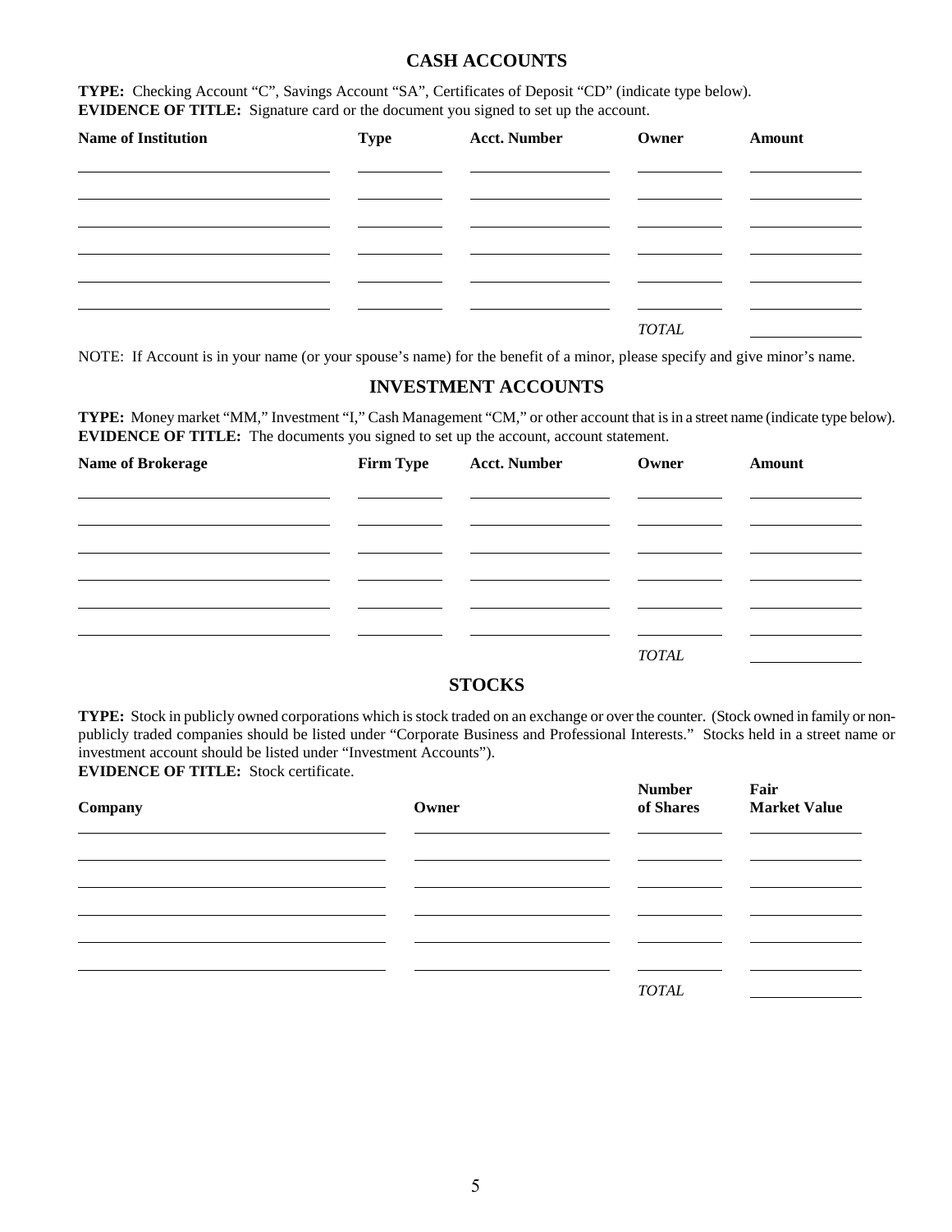## CASH ACCOUNTS

**TYPE:** Checking Account "C", Savings Account "SA", Certificates of Deposit "CD" (indicate type below).
**EVIDENCE OF TITLE:** Signature card or the document you signed to set up the account.

| Name of Institution | Type | Acct. Number | Owner | Amount |
|---|---|---|---|---|
| | | | | |
| | | | | |
| | | | | |
| | | | | |
| | | | | |
| | | | | |
| | | | *TOTAL* | |

NOTE: If Account is in your name (or your spouse's name) for the benefit of a minor, please specify and give minor's name.

## INVESTMENT ACCOUNTS

**TYPE:** Money market "MM," Investment "I," Cash Management "CM," or other account that is in a street name (indicate type below).
**EVIDENCE OF TITLE:** The documents you signed to set up the account, account statement.

| Name of Brokerage | Firm Type | Acct. Number | Owner | Amount |
|---|---|---|---|---|
| | | | | |
| | | | | |
| | | | | |
| | | | | |
| | | | | |
| | | | | |
| | | | *TOTAL* | |

## STOCKS

**TYPE:** Stock in publicly owned corporations which is stock traded on an exchange or over the counter. (Stock owned in family or non-publicly traded companies should be listed under "Corporate Business and Professional Interests." Stocks held in a street name or investment account should be listed under "Investment Accounts").
**EVIDENCE OF TITLE:** Stock certificate.

| Company | Owner | Number of Shares | Fair Market Value |
|---|---|---|---|
| | | | |
| | | | |
| | | | |
| | | | |
| | | | |
| | | | |
| | | *TOTAL* | |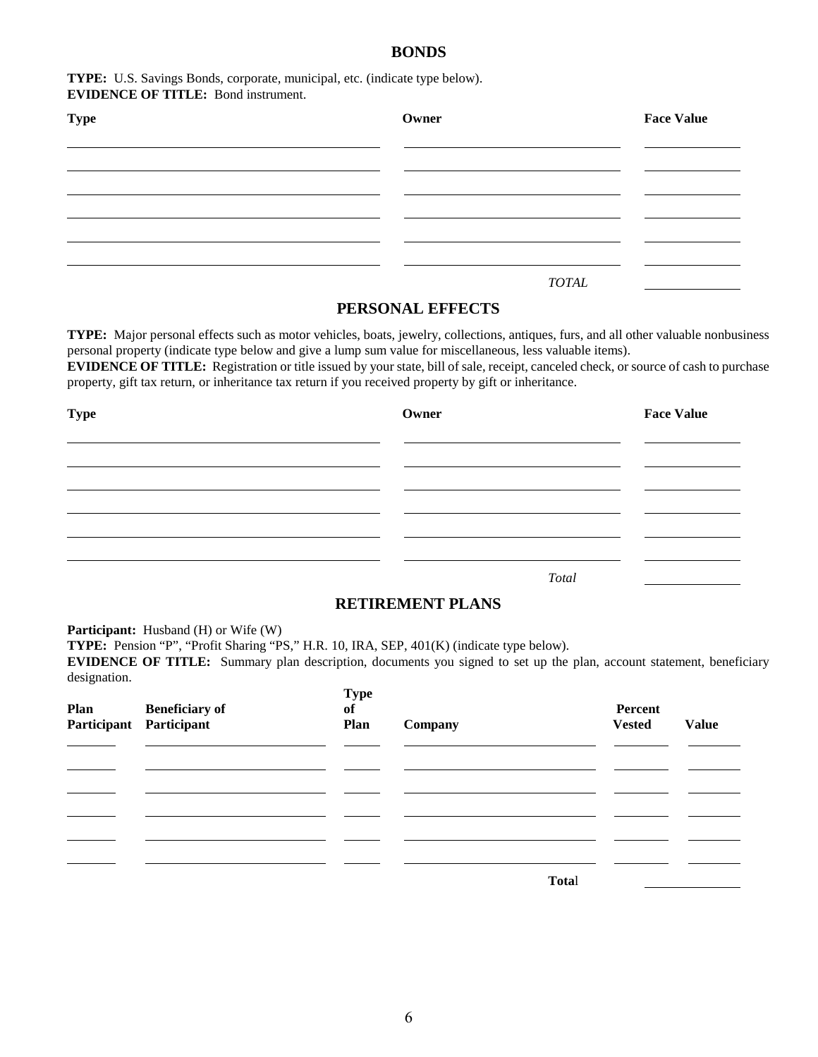## BONDS

**TYPE:** U.S. Savings Bonds, corporate, municipal, etc. (indicate type below).
**EVIDENCE OF TITLE:** Bond instrument.

| Type | Owner | Face Value |
|---|---|---|
| | | |
| | | |
| | | |
| | | |
| | | |
| | | |
| | *TOTAL* | |

## PERSONAL EFFECTS

**TYPE:** Major personal effects such as motor vehicles, boats, jewelry, collections, antiques, furs, and all other valuable nonbusiness personal property (indicate type below and give a lump sum value for miscellaneous, less valuable items).
**EVIDENCE OF TITLE:** Registration or title issued by your state, bill of sale, receipt, canceled check, or source of cash to purchase property, gift tax return, or inheritance tax return if you received property by gift or inheritance.

| Type | Owner | Face Value |
|---|---|---|
| | | |
| | | |
| | | |
| | | |
| | | |
| | | |
| | *Total* | |

## RETIREMENT PLANS

**Participant:** Husband (H) or Wife (W)
**TYPE:** Pension "P", "Profit Sharing "PS," H.R. 10, IRA, SEP, 401(K) (indicate type below).
**EVIDENCE OF TITLE:** Summary plan description, documents you signed to set up the plan, account statement, beneficiary designation.

| Plan Participant | Beneficiary of Participant | Type of Plan | Company | Percent Vested | Value |
|---|---|---|---|---|---|
| | | | | | |
| | | | | | |
| | | | | | |
| | | | | | |
| | | | | | |
| | | | | | |
| | | | **Total** | | |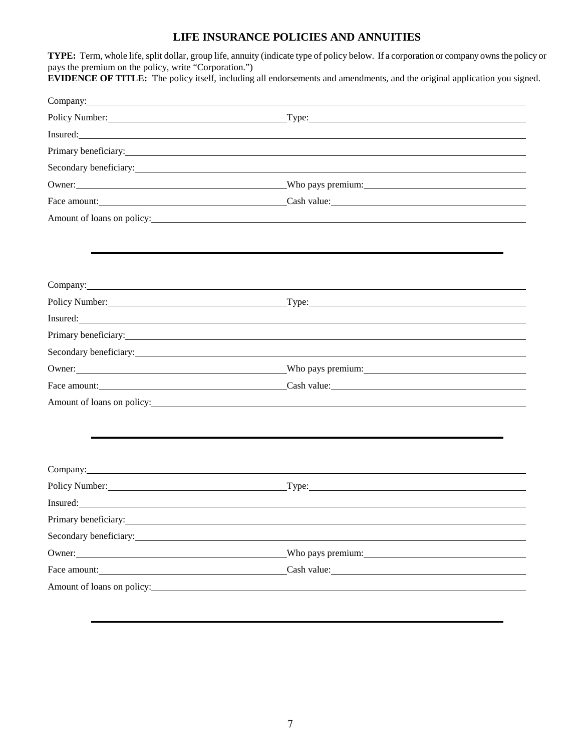# LIFE INSURANCE POLICIES AND ANNUITIES

**TYPE:** Term, whole life, split dollar, group life, annuity (indicate type of policy below. If a corporation or company owns the policy or pays the premium on the policy, write "Corporation.")

**EVIDENCE OF TITLE:** The policy itself, including all endorsements and amendments, and the original application you signed.

Company: ______________________________

Policy Number: ______________ Type: ______________

Insured: ______________________________

Primary beneficiary: ______________________________

Secondary beneficiary: ______________________________

Owner: ______________ Who pays premium: ______________

Face amount: ______________ Cash value: ______________

Amount of loans on policy: ______________________________

---

Company: ______________________________

Policy Number: ______________ Type: ______________

Insured: ______________________________

Primary beneficiary: ______________________________

Secondary beneficiary: ______________________________

Owner: ______________ Who pays premium: ______________

Face amount: ______________ Cash value: ______________

Amount of loans on policy: ______________________________

---

Company: ______________________________

Policy Number: ______________ Type: ______________

Insured: ______________________________

Primary beneficiary: ______________________________

Secondary beneficiary: ______________________________

Owner: ______________ Who pays premium: ______________

Face amount: ______________ Cash value: ______________

Amount of loans on policy: ______________________________

---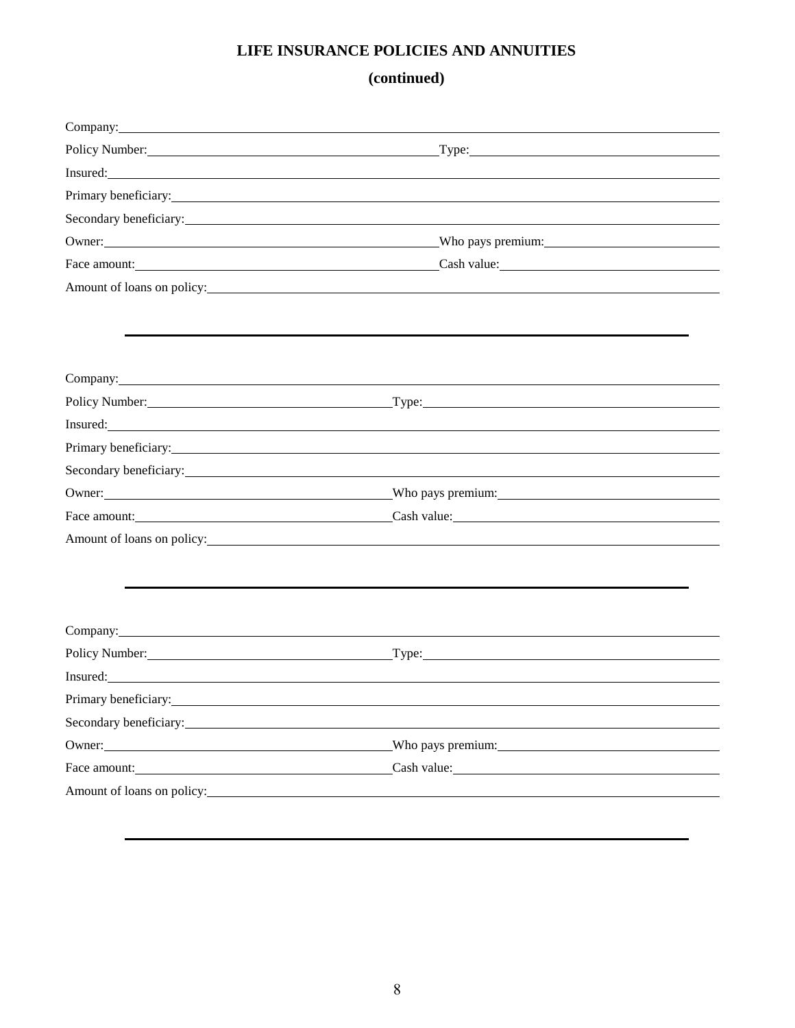## LIFE INSURANCE POLICIES AND ANNUITIES

## (continued)

Company: \_\_\_\_\_\_\_\_\_\_\_\_\_\_\_\_\_\_\_\_\_\_\_\_\_\_\_\_\_\_\_\_\_\_\_\_\_\_\_\_

Policy Number: \_\_\_\_\_\_\_\_\_\_\_\_\_\_\_\_\_\_\_\_ Type: \_\_\_\_\_\_\_\_\_\_\_\_\_\_\_\_\_\_\_\_

Insured: \_\_\_\_\_\_\_\_\_\_\_\_\_\_\_\_\_\_\_\_\_\_\_\_\_\_\_\_\_\_\_\_\_\_\_\_\_\_\_\_

Primary beneficiary: \_\_\_\_\_\_\_\_\_\_\_\_\_\_\_\_\_\_\_\_\_\_\_\_\_\_\_\_\_\_\_\_\_\_\_\_\_\_\_\_

Secondary beneficiary: \_\_\_\_\_\_\_\_\_\_\_\_\_\_\_\_\_\_\_\_\_\_\_\_\_\_\_\_\_\_\_\_\_\_\_\_\_\_\_\_

Owner: \_\_\_\_\_\_\_\_\_\_\_\_\_\_\_\_\_\_\_\_ Who pays premium: \_\_\_\_\_\_\_\_\_\_\_\_\_\_\_\_\_\_\_\_

Face amount: \_\_\_\_\_\_\_\_\_\_\_\_\_\_\_\_\_\_\_\_ Cash value: \_\_\_\_\_\_\_\_\_\_\_\_\_\_\_\_\_\_\_\_

Amount of loans on policy: \_\_\_\_\_\_\_\_\_\_\_\_\_\_\_\_\_\_\_\_\_\_\_\_\_\_\_\_\_\_\_\_\_\_\_\_\_\_\_\_

---

Company: \_\_\_\_\_\_\_\_\_\_\_\_\_\_\_\_\_\_\_\_\_\_\_\_\_\_\_\_\_\_\_\_\_\_\_\_\_\_\_\_

Policy Number: \_\_\_\_\_\_\_\_\_\_\_\_\_\_\_\_\_\_\_\_ Type: \_\_\_\_\_\_\_\_\_\_\_\_\_\_\_\_\_\_\_\_

Insured: \_\_\_\_\_\_\_\_\_\_\_\_\_\_\_\_\_\_\_\_\_\_\_\_\_\_\_\_\_\_\_\_\_\_\_\_\_\_\_\_

Primary beneficiary: \_\_\_\_\_\_\_\_\_\_\_\_\_\_\_\_\_\_\_\_\_\_\_\_\_\_\_\_\_\_\_\_\_\_\_\_\_\_\_\_

Secondary beneficiary: \_\_\_\_\_\_\_\_\_\_\_\_\_\_\_\_\_\_\_\_\_\_\_\_\_\_\_\_\_\_\_\_\_\_\_\_\_\_\_\_

Owner: \_\_\_\_\_\_\_\_\_\_\_\_\_\_\_\_\_\_\_\_ Who pays premium: \_\_\_\_\_\_\_\_\_\_\_\_\_\_\_\_\_\_\_\_

Face amount: \_\_\_\_\_\_\_\_\_\_\_\_\_\_\_\_\_\_\_\_ Cash value: \_\_\_\_\_\_\_\_\_\_\_\_\_\_\_\_\_\_\_\_

Amount of loans on policy: \_\_\_\_\_\_\_\_\_\_\_\_\_\_\_\_\_\_\_\_\_\_\_\_\_\_\_\_\_\_\_\_\_\_\_\_\_\_\_\_

---

Company: \_\_\_\_\_\_\_\_\_\_\_\_\_\_\_\_\_\_\_\_\_\_\_\_\_\_\_\_\_\_\_\_\_\_\_\_\_\_\_\_

Policy Number: \_\_\_\_\_\_\_\_\_\_\_\_\_\_\_\_\_\_\_\_ Type: \_\_\_\_\_\_\_\_\_\_\_\_\_\_\_\_\_\_\_\_

Insured: \_\_\_\_\_\_\_\_\_\_\_\_\_\_\_\_\_\_\_\_\_\_\_\_\_\_\_\_\_\_\_\_\_\_\_\_\_\_\_\_

Primary beneficiary: \_\_\_\_\_\_\_\_\_\_\_\_\_\_\_\_\_\_\_\_\_\_\_\_\_\_\_\_\_\_\_\_\_\_\_\_\_\_\_\_

Secondary beneficiary: \_\_\_\_\_\_\_\_\_\_\_\_\_\_\_\_\_\_\_\_\_\_\_\_\_\_\_\_\_\_\_\_\_\_\_\_\_\_\_\_

Owner: \_\_\_\_\_\_\_\_\_\_\_\_\_\_\_\_\_\_\_\_ Who pays premium: \_\_\_\_\_\_\_\_\_\_\_\_\_\_\_\_\_\_\_\_

Face amount: \_\_\_\_\_\_\_\_\_\_\_\_\_\_\_\_\_\_\_\_ Cash value: \_\_\_\_\_\_\_\_\_\_\_\_\_\_\_\_\_\_\_\_

Amount of loans on policy: \_\_\_\_\_\_\_\_\_\_\_\_\_\_\_\_\_\_\_\_\_\_\_\_\_\_\_\_\_\_\_\_\_\_\_\_\_\_\_\_

---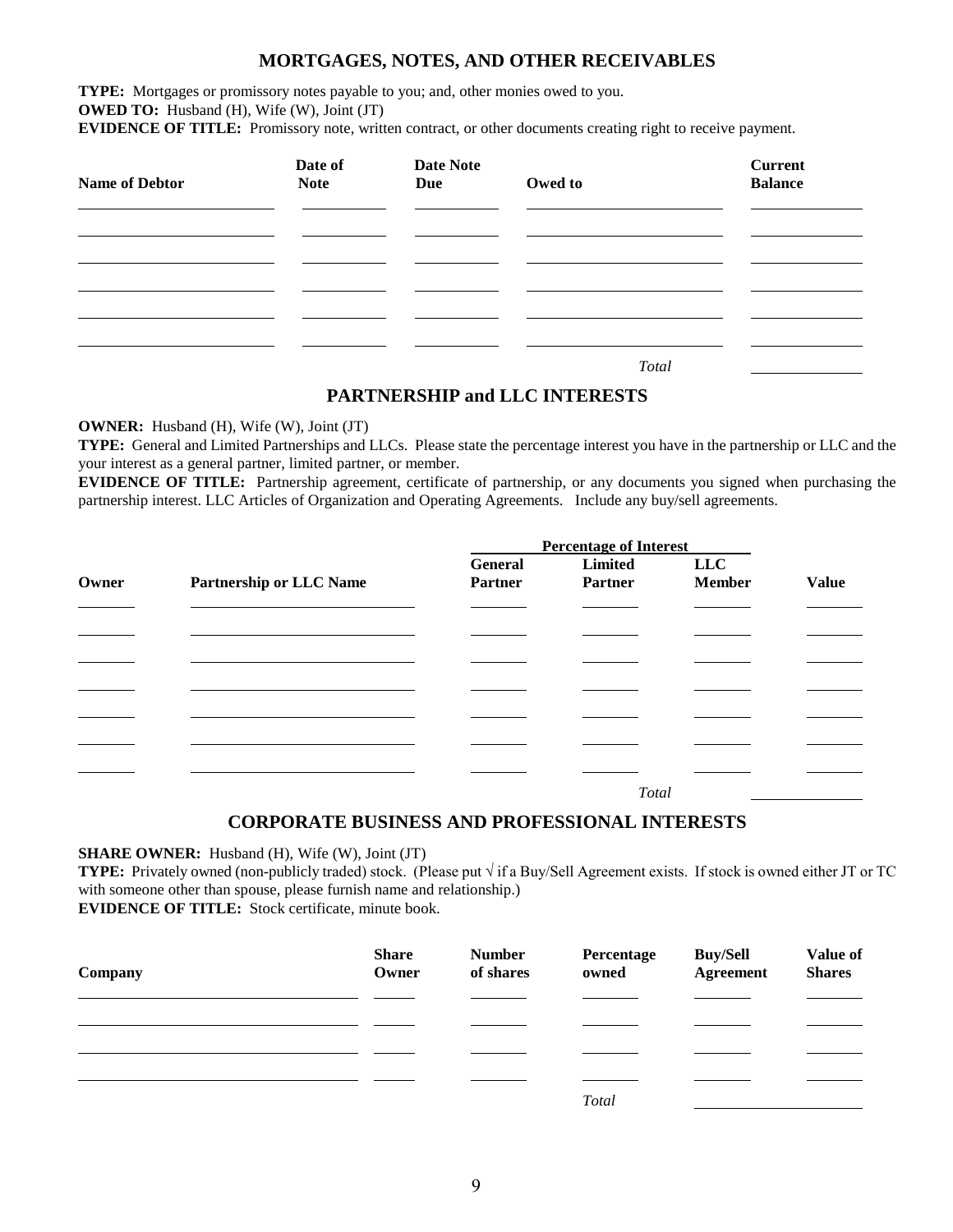## MORTGAGES, NOTES, AND OTHER RECEIVABLES

**TYPE:** Mortgages or promissory notes payable to you; and, other monies owed to you.
**OWED TO:** Husband (H), Wife (W), Joint (JT)
**EVIDENCE OF TITLE:** Promissory note, written contract, or other documents creating right to receive payment.

| Name of Debtor | Date of Note | Date Note Due | Owed to | Current Balance |
|---|---|---|---|---|
| | | | | |
| | | | | |
| | | | | |
| | | | | |
| | | | | |
| | | | | |
| | | | *Total* | |

## PARTNERSHIP and LLC INTERESTS

**OWNER:** Husband (H), Wife (W), Joint (JT)
**TYPE:** General and Limited Partnerships and LLCs. Please state the percentage interest you have in the partnership or LLC and the your interest as a general partner, limited partner, or member.
**EVIDENCE OF TITLE:** Partnership agreement, certificate of partnership, or any documents you signed when purchasing the partnership interest. LLC Articles of Organization and Operating Agreements. Include any buy/sell agreements.

| | | Percentage of Interest | | | |
|---|---|---|---|---|---|
| **Owner** | **Partnership or LLC Name** | **General Partner** | **Limited Partner** | **LLC Member** | **Value** |
| | | | | | |
| | | | | | |
| | | | | | |
| | | | | | |
| | | | | | |
| | | | | | |
| | | | | | |
| | | | *Total* | | |

## CORPORATE BUSINESS AND PROFESSIONAL INTERESTS

**SHARE OWNER:** Husband (H), Wife (W), Joint (JT)
**TYPE:** Privately owned (non-publicly traded) stock. (Please put √ if a Buy/Sell Agreement exists. If stock is owned either JT or TC with someone other than spouse, please furnish name and relationship.)
**EVIDENCE OF TITLE:** Stock certificate, minute book.

| Company | Share Owner | Number of shares | Percentage owned | Buy/Sell Agreement | Value of Shares |
|---|---|---|---|---|---|
| | | | | | |
| | | | | | |
| | | | | | |
| | | | | | |
| | | | *Total* | | |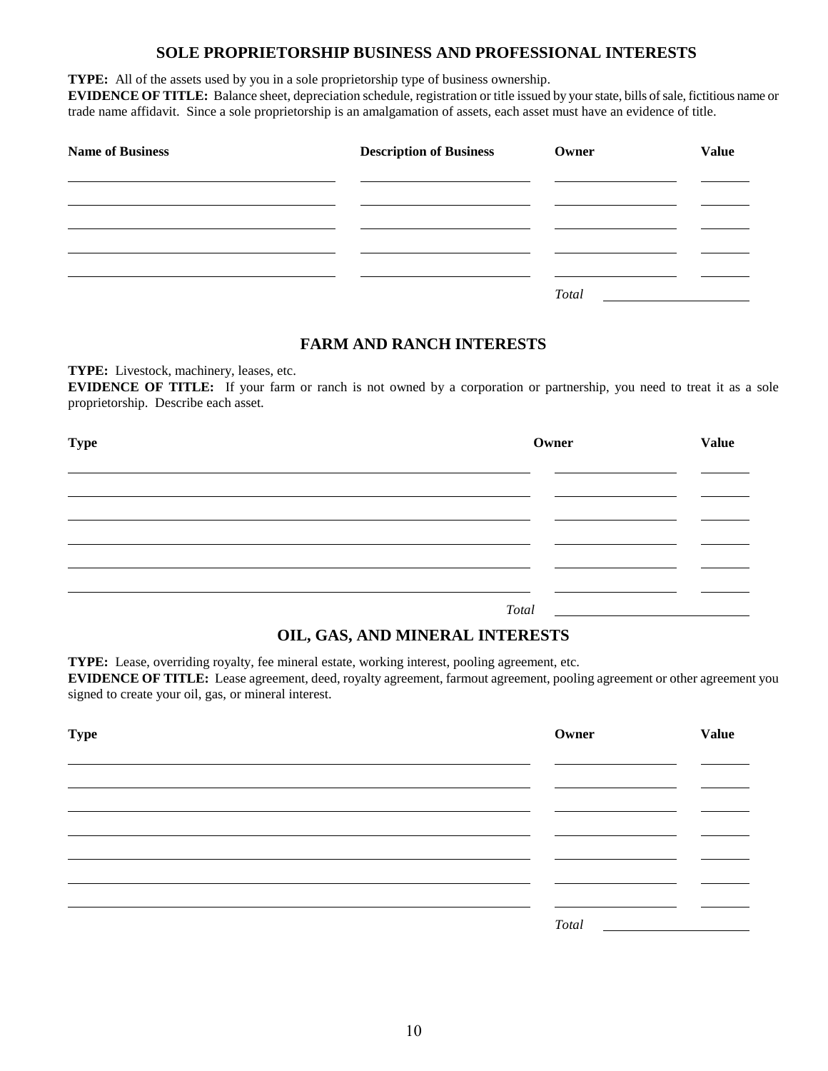## SOLE PROPRIETORSHIP BUSINESS AND PROFESSIONAL INTERESTS

**TYPE:** All of the assets used by you in a sole proprietorship type of business ownership.
**EVIDENCE OF TITLE:** Balance sheet, depreciation schedule, registration or title issued by your state, bills of sale, fictitious name or trade name affidavit. Since a sole proprietorship is an amalgamation of assets, each asset must have an evidence of title.

| Name of Business | Description of Business | Owner | Value |
|---|---|---|---|
| | | | |
| | | | |
| | | | |
| | | | |
| | | | |
| | | *Total* | |

## FARM AND RANCH INTERESTS

**TYPE:** Livestock, machinery, leases, etc.
**EVIDENCE OF TITLE:** If your farm or ranch is not owned by a corporation or partnership, you need to treat it as a sole proprietorship. Describe each asset.

| Type | Owner | Value |
|---|---|---|
| | | |
| | | |
| | | |
| | | |
| | | |
| | | |
| *Total* | | |

## OIL, GAS, AND MINERAL INTERESTS

**TYPE:** Lease, overriding royalty, fee mineral estate, working interest, pooling agreement, etc.
**EVIDENCE OF TITLE:** Lease agreement, deed, royalty agreement, farmout agreement, pooling agreement or other agreement you signed to create your oil, gas, or mineral interest.

| Type | Owner | Value |
|---|---|---|
| | | |
| | | |
| | | |
| | | |
| | | |
| | | |
| | | |
| | *Total* | |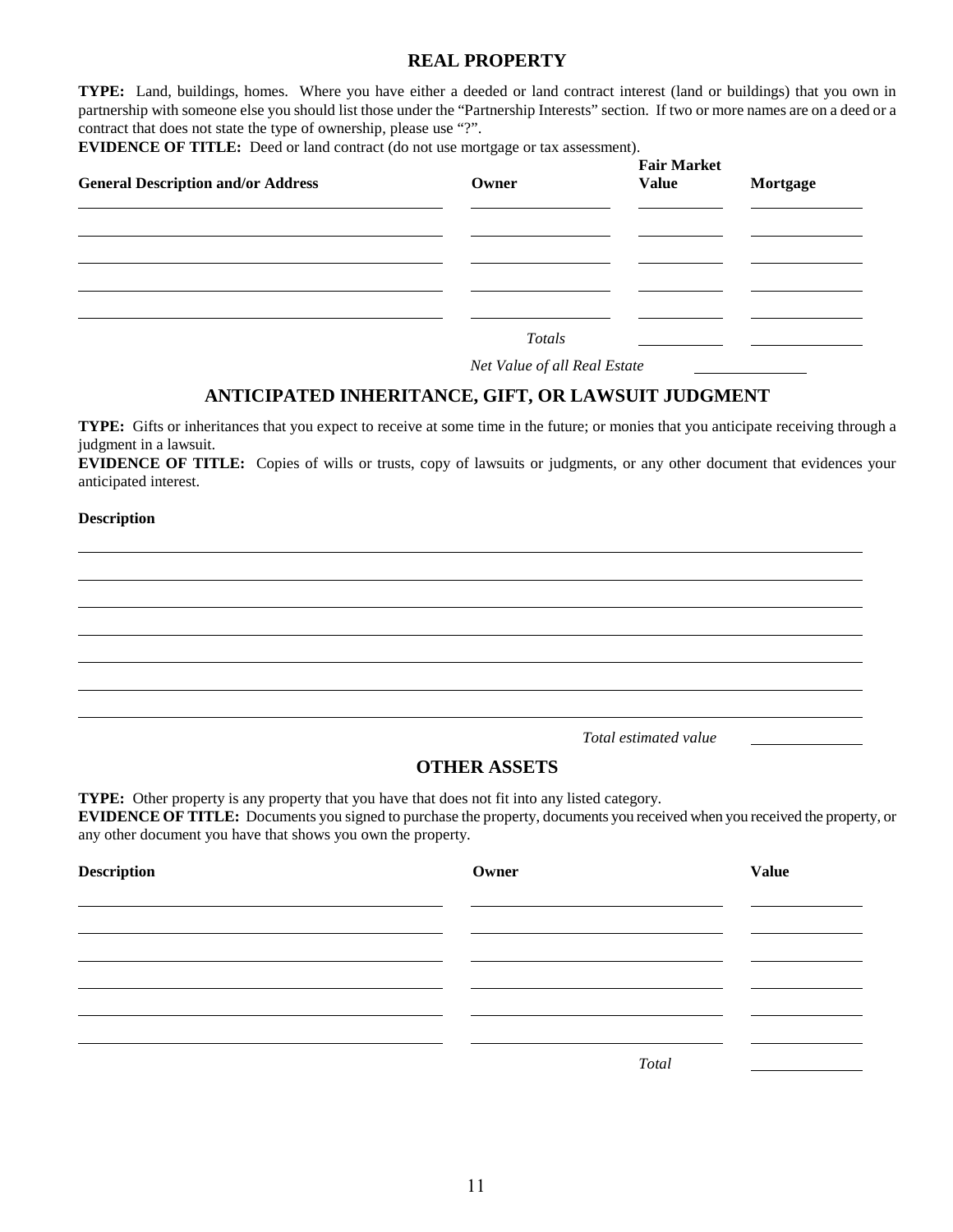## REAL PROPERTY

**TYPE:** Land, buildings, homes. Where you have either a deeded or land contract interest (land or buildings) that you own in partnership with someone else you should list those under the "Partnership Interests" section. If two or more names are on a deed or a contract that does not state the type of ownership, please use "?".

**EVIDENCE OF TITLE:** Deed or land contract (do not use mortgage or tax assessment).

| General Description and/or Address | Owner | Fair Market Value | Mortgage |
|---|---|---|---|
| | | | |
| | | | |
| | | | |
| | | | |
| | | | |
| | *Totals* | | |

*Net Value of all Real Estate* \_\_\_\_\_\_\_\_\_\_

## ANTICIPATED INHERITANCE, GIFT, OR LAWSUIT JUDGMENT

**TYPE:** Gifts or inheritances that you expect to receive at some time in the future; or monies that you anticipate receiving through a judgment in a lawsuit.

**EVIDENCE OF TITLE:** Copies of wills or trusts, copy of lawsuits or judgments, or any other document that evidences your anticipated interest.

**Description**

\_\_\_\_\_\_\_\_\_\_\_\_\_\_\_\_\_\_\_\_\_\_\_\_\_\_\_\_\_\_\_\_\_\_\_\_\_\_\_\_

\_\_\_\_\_\_\_\_\_\_\_\_\_\_\_\_\_\_\_\_\_\_\_\_\_\_\_\_\_\_\_\_\_\_\_\_\_\_\_\_

\_\_\_\_\_\_\_\_\_\_\_\_\_\_\_\_\_\_\_\_\_\_\_\_\_\_\_\_\_\_\_\_\_\_\_\_\_\_\_\_

\_\_\_\_\_\_\_\_\_\_\_\_\_\_\_\_\_\_\_\_\_\_\_\_\_\_\_\_\_\_\_\_\_\_\_\_\_\_\_\_

\_\_\_\_\_\_\_\_\_\_\_\_\_\_\_\_\_\_\_\_\_\_\_\_\_\_\_\_\_\_\_\_\_\_\_\_\_\_\_\_

\_\_\_\_\_\_\_\_\_\_\_\_\_\_\_\_\_\_\_\_\_\_\_\_\_\_\_\_\_\_\_\_\_\_\_\_\_\_\_\_

\_\_\_\_\_\_\_\_\_\_\_\_\_\_\_\_\_\_\_\_\_\_\_\_\_\_\_\_\_\_\_\_\_\_\_\_\_\_\_\_

*Total estimated value* \_\_\_\_\_\_\_\_\_\_

## OTHER ASSETS

**TYPE:** Other property is any property that you have that does not fit into any listed category.

**EVIDENCE OF TITLE:** Documents you signed to purchase the property, documents you received when you received the property, or any other document you have that shows you own the property.

| Description | Owner | Value |
|---|---|---|
| | | |
| | | |
| | | |
| | | |
| | | |
| | | |
| | *Total* | |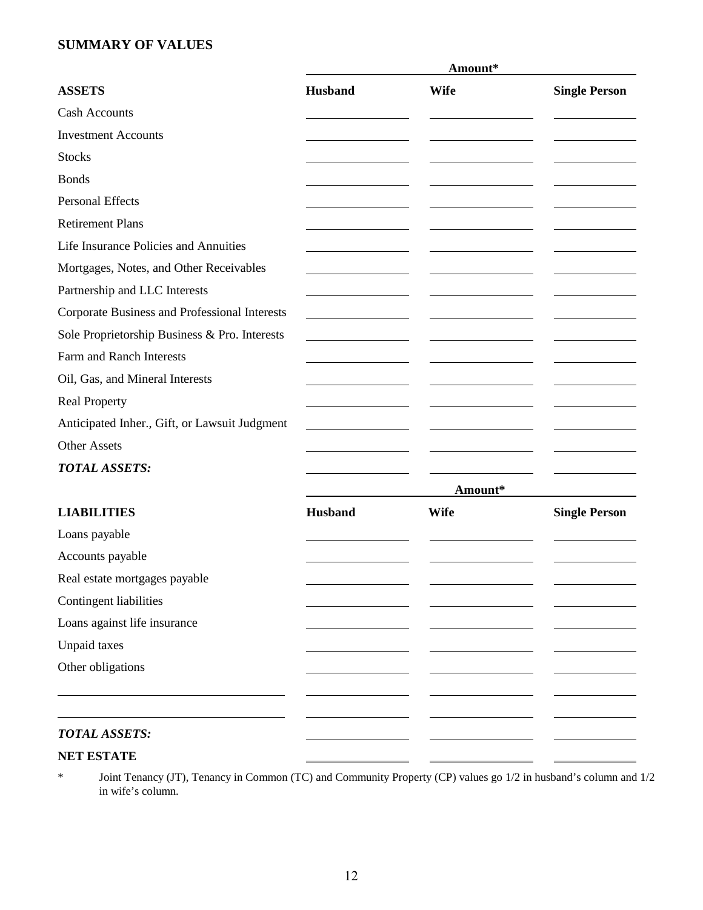## SUMMARY OF VALUES

| | Amount* | | |
|---|---|---|---|
| **ASSETS** | **Husband** | **Wife** | **Single Person** |
| Cash Accounts | | | |
| Investment Accounts | | | |
| Stocks | | | |
| Bonds | | | |
| Personal Effects | | | |
| Retirement Plans | | | |
| Life Insurance Policies and Annuities | | | |
| Mortgages, Notes, and Other Receivables | | | |
| Partnership and LLC Interests | | | |
| Corporate Business and Professional Interests | | | |
| Sole Proprietorship Business & Pro. Interests | | | |
| Farm and Ranch Interests | | | |
| Oil, Gas, and Mineral Interests | | | |
| Real Property | | | |
| Anticipated Inher., Gift, or Lawsuit Judgment | | | |
| Other Assets | | | |
| ***TOTAL ASSETS:*** | | | |

| | Amount* | | |
|---|---|---|---|
| **LIABILITIES** | **Husband** | **Wife** | **Single Person** |
| Loans payable | | | |
| Accounts payable | | | |
| Real estate mortgages payable | | | |
| Contingent liabilities | | | |
| Loans against life insurance | | | |
| Unpaid taxes | | | |
| Other obligations | | | |
| | | | |
| | | | |
| ***TOTAL ASSETS:*** | | | |
| **NET ESTATE** | | | |

\* Joint Tenancy (JT), Tenancy in Common (TC) and Community Property (CP) values go 1/2 in husband's column and 1/2 in wife's column.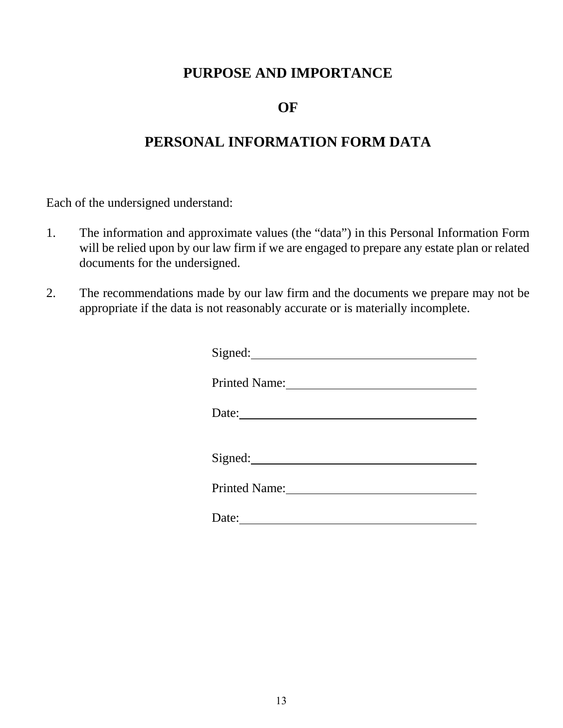# PURPOSE AND IMPORTANCE

# OF

# PERSONAL INFORMATION FORM DATA

Each of the undersigned understand:

1. The information and approximate values (the "data") in this Personal Information Form will be relied upon by our law firm if we are engaged to prepare any estate plan or related documents for the undersigned.

2. The recommendations made by our law firm and the documents we prepare may not be appropriate if the data is not reasonably accurate or is materially incomplete.

Signed: ______________________________

Printed Name: ______________________________

Date: ______________________________

Signed: ______________________________

Printed Name: ______________________________

Date: ______________________________